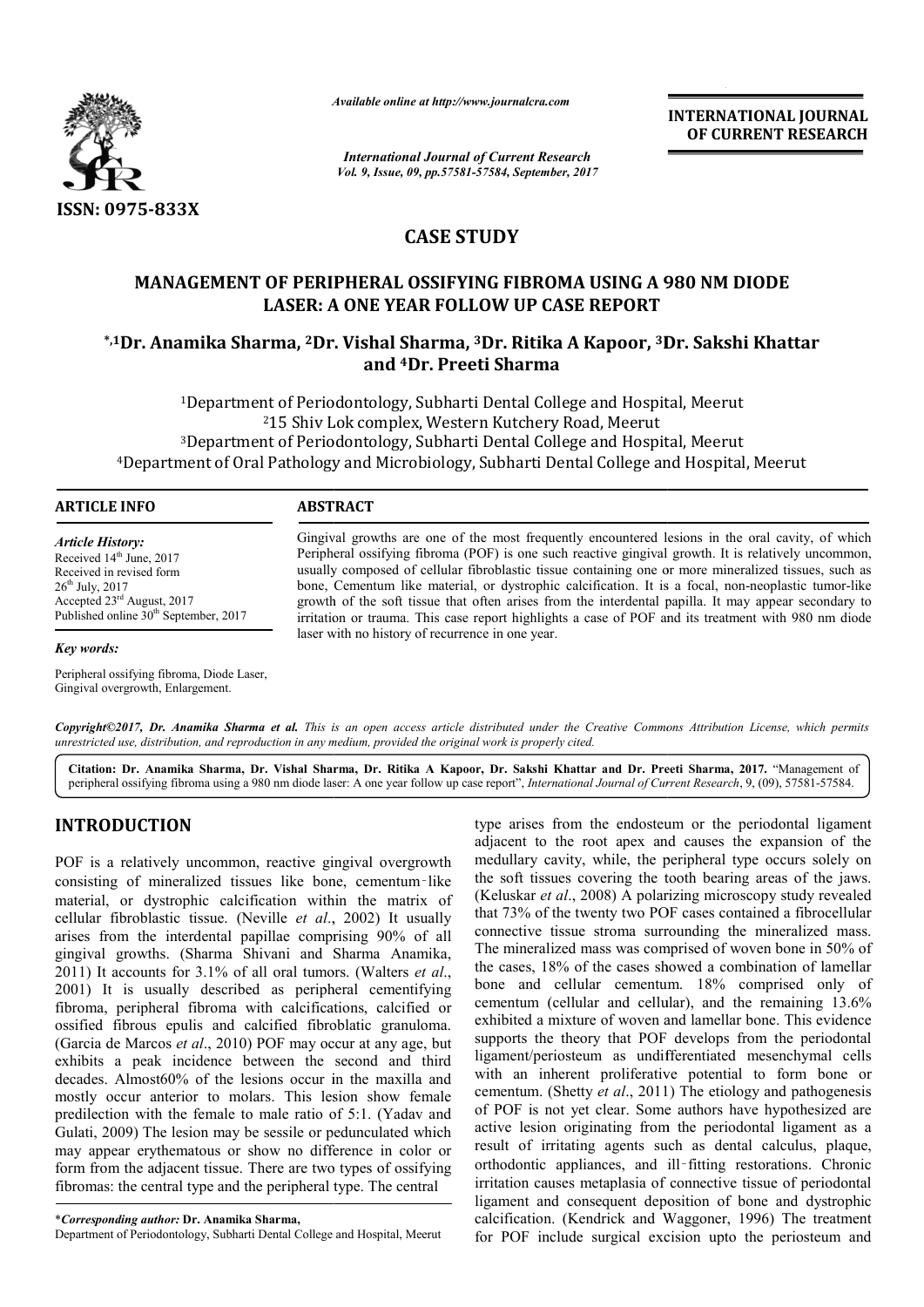*Available online at http://www.journalcra.com*

*International Journal of Current Research*
*Vol. 9, Issue, 09, pp.57581-57584, September, 2017*

**INTERNATIONAL JOURNAL OF CURRENT RESEARCH**

**ISSN: 0975-833X**

## CASE STUDY

# MANAGEMENT OF PERIPHERAL OSSIFYING FIBROMA USING A 980 NM DIODE LASER: A ONE YEAR FOLLOW UP CASE REPORT

**\*,[1]Dr. Anamika Sharma, [2]Dr. Vishal Sharma, [3]Dr. Ritika A Kapoor, [3]Dr. Sakshi Khattar and [4]Dr. Preeti Sharma**

[1]Department of Periodontology, Subharti Dental College and Hospital, Meerut
[2]15 Shiv Lok complex, Western Kutchery Road, Meerut
[3]Department of Periodontology, Subharti Dental College and Hospital, Meerut
[4]Department of Oral Pathology and Microbiology, Subharti Dental College and Hospital, Meerut

### ARTICLE INFO

*Article History:*
Received 14th June, 2017
Received in revised form 26th July, 2017
Accepted 23rd August, 2017
Published online 30th September, 2017

*Key words:*
Peripheral ossifying fibroma, Diode Laser, Gingival overgrowth, Enlargement.

### ABSTRACT

Gingival growths are one of the most frequently encountered lesions in the oral cavity, of which Peripheral ossifying fibroma (POF) is one such reactive gingival growth. It is relatively uncommon, usually composed of cellular fibroblastic tissue containing one or more mineralized tissues, such as bone, Cementum like material, or dystrophic calcification. It is a focal, non-neoplastic tumor-like growth of the soft tissue that often arises from the interdental papilla. It may appear secondary to irritation or trauma. This case report highlights a case of POF and its treatment with 980 nm diode laser with no history of recurrence in one year.

*Copyright©2017, Dr. Anamika Sharma et al. This is an open access article distributed under the Creative Commons Attribution License, which permits unrestricted use, distribution, and reproduction in any medium, provided the original work is properly cited.*

**Citation: Dr. Anamika Sharma, Dr. Vishal Sharma, Dr. Ritika A Kapoor, Dr. Sakshi Khattar and Dr. Preeti Sharma, 2017.** "Management of peripheral ossifying fibroma using a 980 nm diode laser: A one year follow up case report", *International Journal of Current Research*, 9, (09), 57581-57584.

## INTRODUCTION

POF is a relatively uncommon, reactive gingival overgrowth consisting of mineralized tissues like bone, cementum‑like material, or dystrophic calcification within the matrix of cellular fibroblastic tissue. (Neville *et al*., 2002) It usually arises from the interdental papillae comprising 90% of all gingival growths. (Sharma Shivani and Sharma Anamika, 2011) It accounts for 3.1% of all oral tumors. (Walters *et al*., 2001) It is usually described as peripheral cementifying fibroma, peripheral fibroma with calcifications, calcified or ossified fibrous epulis and calcified fibroblatic granuloma. (Garcia de Marcos *et al*., 2010) POF may occur at any age, but exhibits a peak incidence between the second and third decades. Almost60% of the lesions occur in the maxilla and mostly occur anterior to molars. This lesion show female predilection with the female to male ratio of 5:1. (Yadav and Gulati, 2009) The lesion may be sessile or pedunculated which may appear erythematous or show no difference in color or form from the adjacent tissue. There are two types of ossifying fibromas: the central type and the peripheral type. The central type arises from the endosteum or the periodontal ligament adjacent to the root apex and causes the expansion of the medullary cavity, while, the peripheral type occurs solely on the soft tissues covering the tooth bearing areas of the jaws. (Keluskar *et al*., 2008) A polarizing microscopy study revealed that 73% of the twenty two POF cases contained a fibrocellular connective tissue stroma surrounding the mineralized mass. The mineralized mass was comprised of woven bone in 50% of the cases, 18% of the cases showed a combination of lamellar bone and cellular cementum. 18% comprised only of cementum (cellular and cellular), and the remaining 13.6% exhibited a mixture of woven and lamellar bone. This evidence supports the theory that POF develops from the periodontal ligament/periosteum as undifferentiated mesenchymal cells with an inherent proliferative potential to form bone or cementum. (Shetty *et al*., 2011) The etiology and pathogenesis of POF is not yet clear. Some authors have hypothesized are active lesion originating from the periodontal ligament as a result of irritating agents such as dental calculus, plaque, orthodontic appliances, and ill‑fitting restorations. Chronic irritation causes metaplasia of connective tissue of periodontal ligament and consequent deposition of bone and dystrophic calcification. (Kendrick and Waggoner, 1996) The treatment for POF include surgical excision upto the periosteum and

\**Corresponding author:* **Dr. Anamika Sharma,**
Department of Periodontology, Subharti Dental College and Hospital, Meerut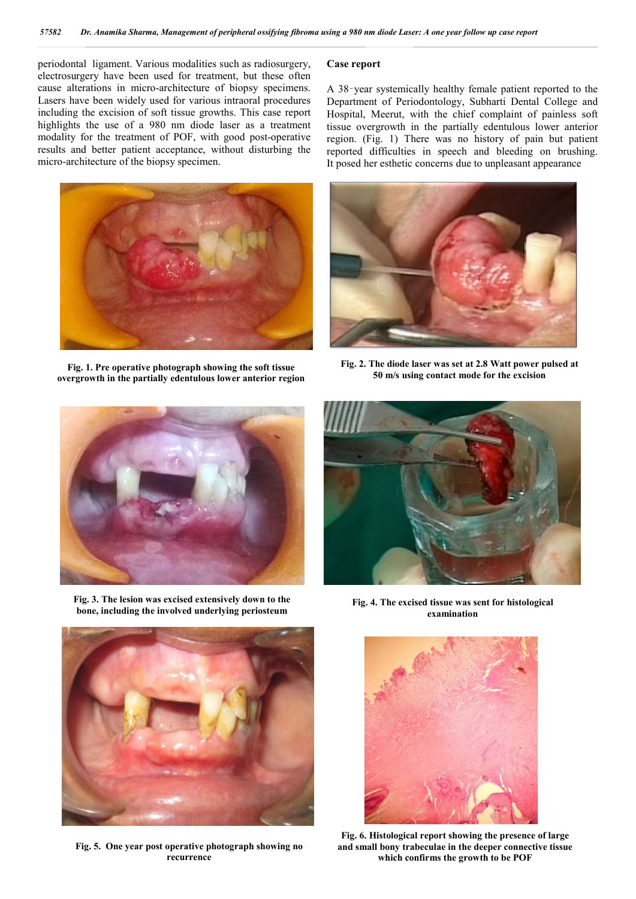periodontal ligament. Various modalities such as radiosurgery, electrosurgery have been used for treatment, but these often cause alterations in micro-architecture of biopsy specimens. Lasers have been widely used for various intraoral procedures including the excision of soft tissue growths. This case report highlights the use of a 980 nm diode laser as a treatment modality for the treatment of POF, with good post-operative results and better patient acceptance, without disturbing the micro-architecture of the biopsy specimen.

## Case report

A 38‑year systemically healthy female patient reported to the Department of Periodontology, Subharti Dental College and Hospital, Meerut, with the chief complaint of painless soft tissue overgrowth in the partially edentulous lower anterior region. (Fig. 1) There was no history of pain but patient reported difficulties in speech and bleeding on brushing. It posed her esthetic concerns due to unpleasant appearance

**Fig. 1. Pre operative photograph showing the soft tissue overgrowth in the partially edentulous lower anterior region**

**Fig. 2. The diode laser was set at 2.8 Watt power pulsed at 50 m/s using contact mode for the excision**

**Fig. 3. The lesion was excised extensively down to the bone, including the involved underlying periosteum**

**Fig. 4. The excised tissue was sent for histological examination**

**Fig. 5. One year post operative photograph showing no recurrence**

**Fig. 6. Histological report showing the presence of large and small bony trabeculae in the deeper connective tissue which confirms the growth to be POF**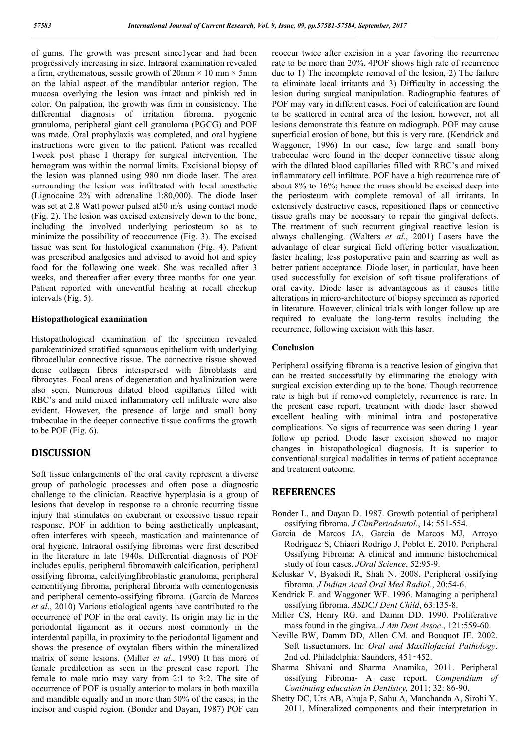of gums. The growth was present since1year and had been progressively increasing in size. Intraoral examination revealed a firm, erythematous, sessile growth of 20mm × 10 mm × 5mm on the labial aspect of the mandibular anterior region. The mucosa overlying the lesion was intact and pinkish red in color. On palpation, the growth was firm in consistency. The differential diagnosis of irritation fibroma, pyogenic granuloma, peripheral giant cell granuloma (PGCG) and POF was made. Oral prophylaxis was completed, and oral hygiene instructions were given to the patient. Patient was recalled 1week post phase I therapy for surgical intervention. The hemogram was within the normal limits. Excisional biopsy of the lesion was planned using 980 nm diode laser. The area surrounding the lesion was infiltrated with local anesthetic (Lignocaine 2% with adrenaline 1:80,000). The diode laser was set at 2.8 Watt power pulsed at50 m/s using contact mode (Fig. 2). The lesion was excised extensively down to the bone, including the involved underlying periosteum so as to minimize the possibility of reoccurrence (Fig. 3). The excised tissue was sent for histological examination (Fig. 4). Patient was prescribed analgesics and advised to avoid hot and spicy food for the following one week. She was recalled after 3 weeks, and thereafter after every three months for one year. Patient reported with uneventful healing at recall checkup intervals (Fig. 5).

### Histopathological examination

Histopathological examination of the specimen revealed parakeratinized stratified squamous epithelium with underlying fibrocellular connective tissue. The connective tissue showed dense collagen fibres interspersed with fibroblasts and fibrocytes. Focal areas of degeneration and hyalinization were also seen. Numerous dilated blood capillaries filled with RBC's and mild mixed inflammatory cell infiltrate were also evident. However, the presence of large and small bony trabeculae in the deeper connective tissue confirms the growth to be POF (Fig. 6).

## DISCUSSION

Soft tissue enlargements of the oral cavity represent a diverse group of pathologic processes and often pose a diagnostic challenge to the clinician. Reactive hyperplasia is a group of lesions that develop in response to a chronic recurring tissue injury that stimulates on exuberant or excessive tissue repair response. POF in addition to being aesthetically unpleasant, often interferes with speech, mastication and maintenance of oral hygiene. Intraoral ossifying fibromas were first described in the literature in late 1940s. Differential diagnosis of POF includes epulis, peripheral fibromawith calcification, peripheral ossifying fibroma, calcifyingfibroblastic granuloma, peripheral cementifying fibroma, peripheral fibroma with cementogenesis and peripheral cemento-ossifying fibroma. (Garcia de Marcos *et al*., 2010) Various etiological agents have contributed to the occurrence of POF in the oral cavity. Its origin may lie in the periodontal ligament as it occurs most commonly in the interdental papilla, in proximity to the periodontal ligament and shows the presence of oxytalan fibers within the mineralized matrix of some lesions. (Miller *et al*., 1990) It has more of female predilection as seen in the present case report. The female to male ratio may vary from 2:1 to 3:2. The site of occurrence of POF is usually anterior to molars in both maxilla and mandible equally and in more than 50% of the cases, in the incisor and cuspid region. (Bonder and Dayan, 1987) POF can reoccur twice after excision in a year favoring the recurrence rate to be more than 20%. 4POF shows high rate of recurrence due to 1) The incomplete removal of the lesion, 2) The failure to eliminate local irritants and 3) Difficulty in accessing the lesion during surgical manipulation. Radiographic features of POF may vary in different cases. Foci of calcification are found to be scattered in central area of the lesion, however, not all lesions demonstrate this feature on radiograph. POF may cause superficial erosion of bone, but this is very rare. (Kendrick and Waggoner, 1996) In our case, few large and small bony trabeculae were found in the deeper connective tissue along with the dilated blood capillaries filled with RBC's and mixed inflammatory cell infiltrate. POF have a high recurrence rate of about 8% to 16%; hence the mass should be excised deep into the periosteum with complete removal of all irritants. In extensively destructive cases, repositioned flaps or connective tissue grafts may be necessary to repair the gingival defects. The treatment of such recurrent gingival reactive lesion is always challenging. (Walters *et al*., 2001) Lasers have the advantage of clear surgical field offering better visualization, faster healing, less postoperative pain and scarring as well as better patient acceptance. Diode laser, in particular, have been used successfully for excision of soft tissue proliferations of oral cavity. Diode laser is advantageous as it causes little alterations in micro-architecture of biopsy specimen as reported in literature. However, clinical trials with longer follow up are required to evaluate the long-term results including the recurrence, following excision with this laser.

### Conclusion

Peripheral ossifying fibroma is a reactive lesion of gingiva that can be treated successfully by eliminating the etiology with surgical excision extending up to the bone. Though recurrence rate is high but if removed completely, recurrence is rare. In the present case report, treatment with diode laser showed excellent healing with minimal intra and postoperative complications. No signs of recurrence was seen during 1-year follow up period. Diode laser excision showed no major changes in histopathological diagnosis. It is superior to conventional surgical modalities in terms of patient acceptance and treatment outcome.

## REFERENCES

Bonder L. and Dayan D. 1987. Growth potential of peripheral ossifying fibroma. *J ClinPeriodontol*., 14: 551-554.

Garcia de Marcos JA, Garcia de Marcos MJ, Arroyo Rodriguez S, Chiaeri Rodrigo J, Poblet E. 2010. Peripheral Ossifying Fibroma: A clinical and immune histochemical study of four cases. *JOral Science*, 52:95-9.

Keluskar V, Byakodi R, Shah N. 2008. Peripheral ossifying fibroma*. J Indian Acad Oral Med Radiol*., 20:54-6.

Kendrick F. and Waggoner WF. 1996. Managing a peripheral ossifying fibroma. *ASDCJ Dent Child*, 63:135-8.

Miller CS, Henry RG. and Damm DD. 1990. Proliferative mass found in the gingiva. *J Am Dent Assoc*., 121:559-60.

Neville BW, Damm DD, Allen CM. and Bouquot JE. 2002. Soft tissuetumors. In: *Oral and Maxillofacial Pathology*. 2nd ed. Philadelphia: Saunders, 451-452.

Sharma Shivani and Sharma Anamika, 2011. Peripheral ossifying Fibroma- A case report. *Compendium of Continuing education in Dentistry,* 2011; 32: 86-90.

Shetty DC, Urs AB, Ahuja P, Sahu A, Manchanda A, Sirohi Y. 2011. Mineralized components and their interpretation in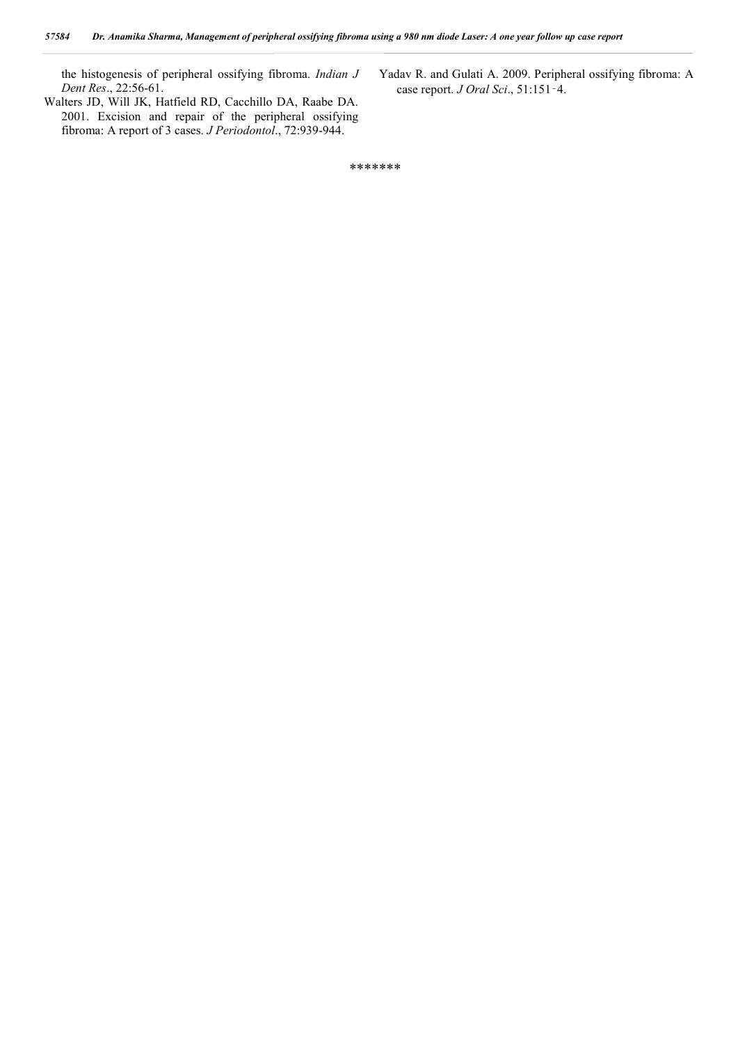the histogenesis of peripheral ossifying fibroma. *Indian J Dent Res*., 22:56-61.

Walters JD, Will JK, Hatfield RD, Cacchillo DA, Raabe DA. 2001. Excision and repair of the peripheral ossifying fibroma: A report of 3 cases. *J Periodontol*., 72:939-944.

Yadav R. and Gulati A. 2009. Peripheral ossifying fibroma: A case report. *J Oral Sci*., 51:151‑4.

*******